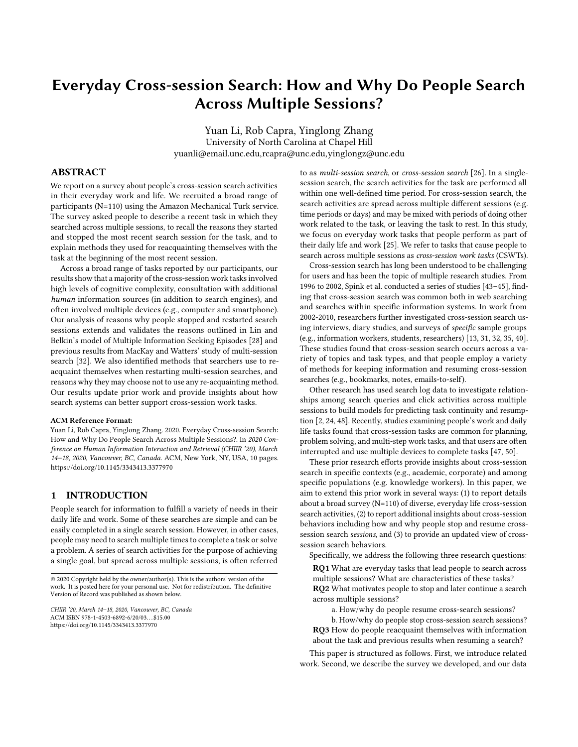// Everyday Cross-session Search: How and Why Do People Search Across Multiple Sessions?

Yuan Li, Rob Capra, Yinglong Zhang
University of North Carolina at Chapel Hill
yuanli@email.unc.edu,rcapra@unc.edu,yinglongz@unc.edu

## ABSTRACT

We report on a survey about people's cross-session search activities in their everyday work and life. We recruited a broad range of participants (N=110) using the Amazon Mechanical Turk service. The survey asked people to describe a recent task in which they searched across multiple sessions, to recall the reasons they started and stopped the most recent search session for the task, and to explain methods they used for reacquainting themselves with the task at the beginning of the most recent session.

Across a broad range of tasks reported by our participants, our results show that a majority of the cross-session work tasks involved high levels of cognitive complexity, consultation with additional *human* information sources (in addition to search engines), and often involved multiple devices (e.g., computer and smartphone). Our analysis of reasons why people stopped and restarted search sessions extends and validates the reasons outlined in Lin and Belkin's model of Multiple Information Seeking Episodes [28] and previous results from MacKay and Watters' study of multi-session search [32]. We also identified methods that searchers use to reacquaint themselves when restarting multi-session searches, and reasons why they may choose not to use any re-acquainting method. Our results update prior work and provide insights about how search systems can better support cross-session work tasks.

**ACM Reference Format:**
Yuan Li, Rob Capra, Yinglong Zhang. 2020. Everyday Cross-session Search: How and Why Do People Search Across Multiple Sessions?. In *2020 Conference on Human Information Interaction and Retrieval (CHIIR '20), March 14–18, 2020, Vancouver, BC, Canada.* ACM, New York, NY, USA, 10 pages. https://doi.org/10.1145/3343413.3377970

## 1 INTRODUCTION

People search for information to fulfill a variety of needs in their daily life and work. Some of these searches are simple and can be easily completed in a single search session. However, in other cases, people may need to search multiple times to complete a task or solve a problem. A series of search activities for the purpose of achieving a single goal, but spread across multiple sessions, is often referred to as *multi-session search*, or *cross-session search* [26]. In a single-session search, the search activities for the task are performed all within one well-defined time period. For cross-session search, the search activities are spread across multiple different sessions (e.g. time periods or days) and may be mixed with periods of doing other work related to the task, or leaving the task to rest. In this study, we focus on everyday work tasks that people perform as part of their daily life and work [25]. We refer to tasks that cause people to search across multiple sessions as *cross-session work tasks* (CSWTs).

Cross-session search has long been understood to be challenging for users and has been the topic of multiple research studies. From 1996 to 2002, Spink et al. conducted a series of studies [43–45], finding that cross-session search was common both in web searching and searches within specific information systems. In work from 2002-2010, researchers further investigated cross-session search using interviews, diary studies, and surveys of *specific* sample groups (e.g., information workers, students, researchers) [13, 31, 32, 35, 40]. These studies found that cross-session search occurs across a variety of topics and task types, and that people employ a variety of methods for keeping information and resuming cross-session searches (e.g., bookmarks, notes, emails-to-self).

Other research has used search log data to investigate relationships among search queries and click activities across multiple sessions to build models for predicting task continuity and resumption [2, 24, 48]. Recently, studies examining people's work and daily life tasks found that cross-session tasks are common for planning, problem solving, and multi-step work tasks, and that users are often interrupted and use multiple devices to complete tasks [47, 50].

These prior research efforts provide insights about cross-session search in specific contexts (e.g., academic, corporate) and among specific populations (e.g. knowledge workers). In this paper, we aim to extend this prior work in several ways: (1) to report details about a broad survey (N=110) of diverse, everyday life cross-session search activities, (2) to report additional insights about cross-session behaviors including how and why people stop and resume cross-session search *sessions*, and (3) to provide an updated view of cross-session search behaviors.

Specifically, we address the following three research questions:

**RQ1** What are everyday tasks that lead people to search across multiple sessions? What are characteristics of these tasks?
**RQ2** What motivates people to stop and later continue a search across multiple sessions?
  a. How/why do people resume cross-search sessions?
  b. How/why do people stop cross-session search sessions?
**RQ3** How do people reacquaint themselves with information about the task and previous results when resuming a search?

This paper is structured as follows. First, we introduce related work. Second, we describe the survey we developed, and our data

---

© 2020 Copyright held by the owner/author(s). This is the authors' version of the work. It is posted here for your personal use. Not for redistribution. The definitive Version of Record was published as shown below.

*CHIIR '20, March 14–18, 2020, Vancouver, BC, Canada*
ACM ISBN 978-1-4503-6892-6/20/03...$15.00
https://doi.org/10.1145/3343413.3377970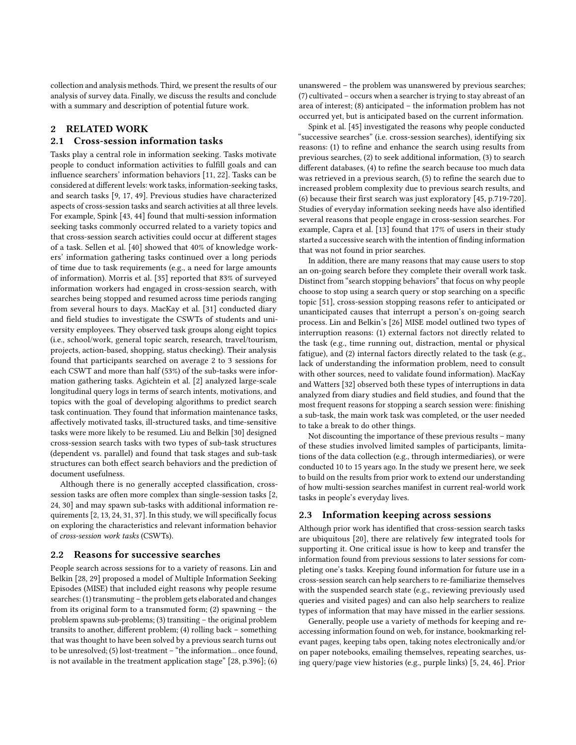collection and analysis methods. Third, we present the results of our analysis of survey data. Finally, we discuss the results and conclude with a summary and description of potential future work.

## 2 RELATED WORK

### 2.1 Cross-session information tasks

Tasks play a central role in information seeking. Tasks motivate people to conduct information activities to fulfill goals and can influence searchers' information behaviors [11, 22]. Tasks can be considered at different levels: work tasks, information-seeking tasks, and search tasks [9, 17, 49]. Previous studies have characterized aspects of cross-session tasks and search activities at all three levels. For example, Spink [43, 44] found that multi-session information seeking tasks commonly occurred related to a variety topics and that cross-session search activities could occur at different stages of a task. Sellen et al. [40] showed that 40% of knowledge workers' information gathering tasks continued over a long periods of time due to task requirements (e.g., a need for large amounts of information). Morris et al. [35] reported that 83% of surveyed information workers had engaged in cross-session search, with searches being stopped and resumed across time periods ranging from several hours to days. MacKay et al. [31] conducted diary and field studies to investigate the CSWTs of students and university employees. They observed task groups along eight topics (i.e., school/work, general topic search, research, travel/tourism, projects, action-based, shopping, status checking). Their analysis found that participants searched on average 2 to 3 sessions for each CSWT and more than half (53%) of the sub-tasks were information gathering tasks. Agichtein et al. [2] analyzed large-scale longitudinal query logs in terms of search intents, motivations, and topics with the goal of developing algorithms to predict search task continuation. They found that information maintenance tasks, affectively motivated tasks, ill-structured tasks, and time-sensitive tasks were more likely to be resumed. Liu and Belkin [30] designed cross-session search tasks with two types of sub-task structures (dependent vs. parallel) and found that task stages and sub-task structures can both effect search behaviors and the prediction of document usefulness.

Although there is no generally accepted classification, cross-session tasks are often more complex than single-session tasks [2, 24, 30] and may spawn sub-tasks with additional information requirements [2, 13, 24, 31, 37]. In this study, we will specifically focus on exploring the characteristics and relevant information behavior of *cross-session work tasks* (CSWTs).

### 2.2 Reasons for successive searches

People search across sessions for to a variety of reasons. Lin and Belkin [28, 29] proposed a model of Multiple Information Seeking Episodes (MISE) that included eight reasons why people resume searches: (1) transmuting – the problem gets elaborated and changes from its original form to a transmuted form; (2) spawning – the problem spawns sub-problems; (3) transiting – the original problem transits to another, different problem; (4) rolling back – something that was thought to have been solved by a previous search turns out to be unresolved; (5) lost-treatment – "the information... once found, is not available in the treatment application stage" [28, p.396]; (6) unanswered – the problem was unanswered by previous searches; (7) cultivated – occurs when a searcher is trying to stay abreast of an area of interest; (8) anticipated – the information problem has not occurred yet, but is anticipated based on the current information.

Spink et al. [45] investigated the reasons why people conducted "successive searches" (i.e. cross-session searches), identifying six reasons: (1) to refine and enhance the search using results from previous searches, (2) to seek additional information, (3) to search different databases, (4) to refine the search because too much data was retrieved in a previous search, (5) to refine the search due to increased problem complexity due to previous search results, and (6) because their first search was just exploratory [45, p.719-720]. Studies of everyday information seeking needs have also identified several reasons that people engage in cross-session searches. For example, Capra et al. [13] found that 17% of users in their study started a successive search with the intention of finding information that was not found in prior searches.

In addition, there are many reasons that may cause users to stop an on-going search before they complete their overall work task. Distinct from "search stopping behaviors" that focus on why people choose to stop using a search query or stop searching on a specific topic [51], cross-session stopping reasons refer to anticipated or unanticipated causes that interrupt a person's on-going search process. Lin and Belkin's [26] MISE model outlined two types of interruption reasons: (1) external factors not directly related to the task (e.g., time running out, distraction, mental or physical fatigue), and (2) internal factors directly related to the task (e.g., lack of understanding the information problem, need to consult with other sources, need to validate found information). MacKay and Watters [32] observed both these types of interruptions in data analyzed from diary studies and field studies, and found that the most frequent reasons for stopping a search session were: finishing a sub-task, the main work task was completed, or the user needed to take a break to do other things.

Not discounting the importance of these previous results – many of these studies involved limited samples of participants, limitations of the data collection (e.g., through intermediaries), or were conducted 10 to 15 years ago. In the study we present here, we seek to build on the results from prior work to extend our understanding of how multi-session searches manifest in current real-world work tasks in people's everyday lives.

### 2.3 Information keeping across sessions

Although prior work has identified that cross-session search tasks are ubiquitous [20], there are relatively few integrated tools for supporting it. One critical issue is how to keep and transfer the information found from previous sessions to later sessions for completing one's tasks. Keeping found information for future use in a cross-session search can help searchers to re-familiarize themselves with the suspended search state (e.g., reviewing previously used queries and visited pages) and can also help searchers to realize types of information that may have missed in the earlier sessions.

Generally, people use a variety of methods for keeping and re-accessing information found on web, for instance, bookmarking relevant pages, keeping tabs open, taking notes electronically and/or on paper notebooks, emailing themselves, repeating searches, using query/page view histories (e.g., purple links) [5, 24, 46]. Prior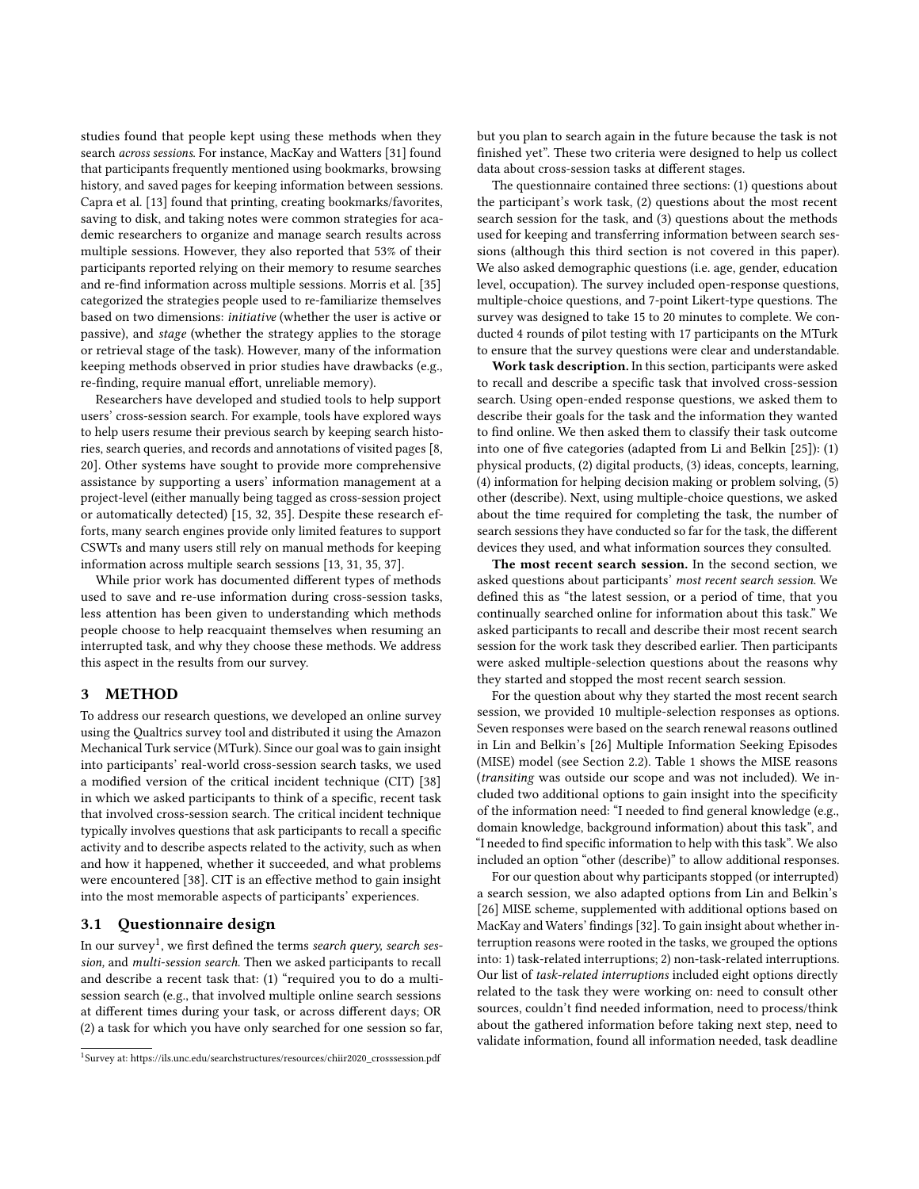studies found that people kept using these methods when they search *across sessions*. For instance, MacKay and Watters [31] found that participants frequently mentioned using bookmarks, browsing history, and saved pages for keeping information between sessions. Capra et al. [13] found that printing, creating bookmarks/favorites, saving to disk, and taking notes were common strategies for academic researchers to organize and manage search results across multiple sessions. However, they also reported that 53% of their participants reported relying on their memory to resume searches and re-find information across multiple sessions. Morris et al. [35] categorized the strategies people used to re-familiarize themselves based on two dimensions: *initiative* (whether the user is active or passive), and *stage* (whether the strategy applies to the storage or retrieval stage of the task). However, many of the information keeping methods observed in prior studies have drawbacks (e.g., re-finding, require manual effort, unreliable memory).

Researchers have developed and studied tools to help support users' cross-session search. For example, tools have explored ways to help users resume their previous search by keeping search histories, search queries, and records and annotations of visited pages [8, 20]. Other systems have sought to provide more comprehensive assistance by supporting a users' information management at a project-level (either manually being tagged as cross-session project or automatically detected) [15, 32, 35]. Despite these research efforts, many search engines provide only limited features to support CSWTs and many users still rely on manual methods for keeping information across multiple search sessions [13, 31, 35, 37].

While prior work has documented different types of methods used to save and re-use information during cross-session tasks, less attention has been given to understanding which methods people choose to help reacquaint themselves when resuming an interrupted task, and why they choose these methods. We address this aspect in the results from our survey.

## 3 METHOD

To address our research questions, we developed an online survey using the Qualtrics survey tool and distributed it using the Amazon Mechanical Turk service (MTurk). Since our goal was to gain insight into participants' real-world cross-session search tasks, we used a modified version of the critical incident technique (CIT) [38] in which we asked participants to think of a specific, recent task that involved cross-session search. The critical incident technique typically involves questions that ask participants to recall a specific activity and to describe aspects related to the activity, such as when and how it happened, whether it succeeded, and what problems were encountered [38]. CIT is an effective method to gain insight into the most memorable aspects of participants' experiences.

### 3.1 Questionnaire design

In our survey[1], we first defined the terms *search query, search session,* and *multi-session search*. Then we asked participants to recall and describe a recent task that: (1) "required you to do a multi-session search (e.g., that involved multiple online search sessions at different times during your task, or across different days; OR (2) a task for which you have only searched for one session so far, but you plan to search again in the future because the task is not finished yet". These two criteria were designed to help us collect data about cross-session tasks at different stages.

The questionnaire contained three sections: (1) questions about the participant's work task, (2) questions about the most recent search session for the task, and (3) questions about the methods used for keeping and transferring information between search sessions (although this third section is not covered in this paper). We also asked demographic questions (i.e. age, gender, education level, occupation). The survey included open-response questions, multiple-choice questions, and 7-point Likert-type questions. The survey was designed to take 15 to 20 minutes to complete. We conducted 4 rounds of pilot testing with 17 participants on the MTurk to ensure that the survey questions were clear and understandable.

**Work task description.** In this section, participants were asked to recall and describe a specific task that involved cross-session search. Using open-ended response questions, we asked them to describe their goals for the task and the information they wanted to find online. We then asked them to classify their task outcome into one of five categories (adapted from Li and Belkin [25]): (1) physical products, (2) digital products, (3) ideas, concepts, learning, (4) information for helping decision making or problem solving, (5) other (describe). Next, using multiple-choice questions, we asked about the time required for completing the task, the number of search sessions they have conducted so far for the task, the different devices they used, and what information sources they consulted.

**The most recent search session.** In the second section, we asked questions about participants' *most recent search session*. We defined this as "the latest session, or a period of time, that you continually searched online for information about this task." We asked participants to recall and describe their most recent search session for the work task they described earlier. Then participants were asked multiple-selection questions about the reasons why they started and stopped the most recent search session.

For the question about why they started the most recent search session, we provided 10 multiple-selection responses as options. Seven responses were based on the search renewal reasons outlined in Lin and Belkin's [26] Multiple Information Seeking Episodes (MISE) model (see Section 2.2). Table 1 shows the MISE reasons (*transiting* was outside our scope and was not included). We included two additional options to gain insight into the specificity of the information need: "I needed to find general knowledge (e.g., domain knowledge, background information) about this task", and "I needed to find specific information to help with this task". We also included an option "other (describe)" to allow additional responses.

For our question about why participants stopped (or interrupted) a search session, we also adapted options from Lin and Belkin's [26] MISE scheme, supplemented with additional options based on MacKay and Waters' findings [32]. To gain insight about whether interruption reasons were rooted in the tasks, we grouped the options into: 1) task-related interruptions; 2) non-task-related interruptions. Our list of *task-related interruptions* included eight options directly related to the task they were working on: need to consult other sources, couldn't find needed information, need to process/think about the gathered information before taking next step, need to validate information, found all information needed, task deadline

[1] Survey at: https://ils.unc.edu/searchstructures/resources/chiir2020_crosssession.pdf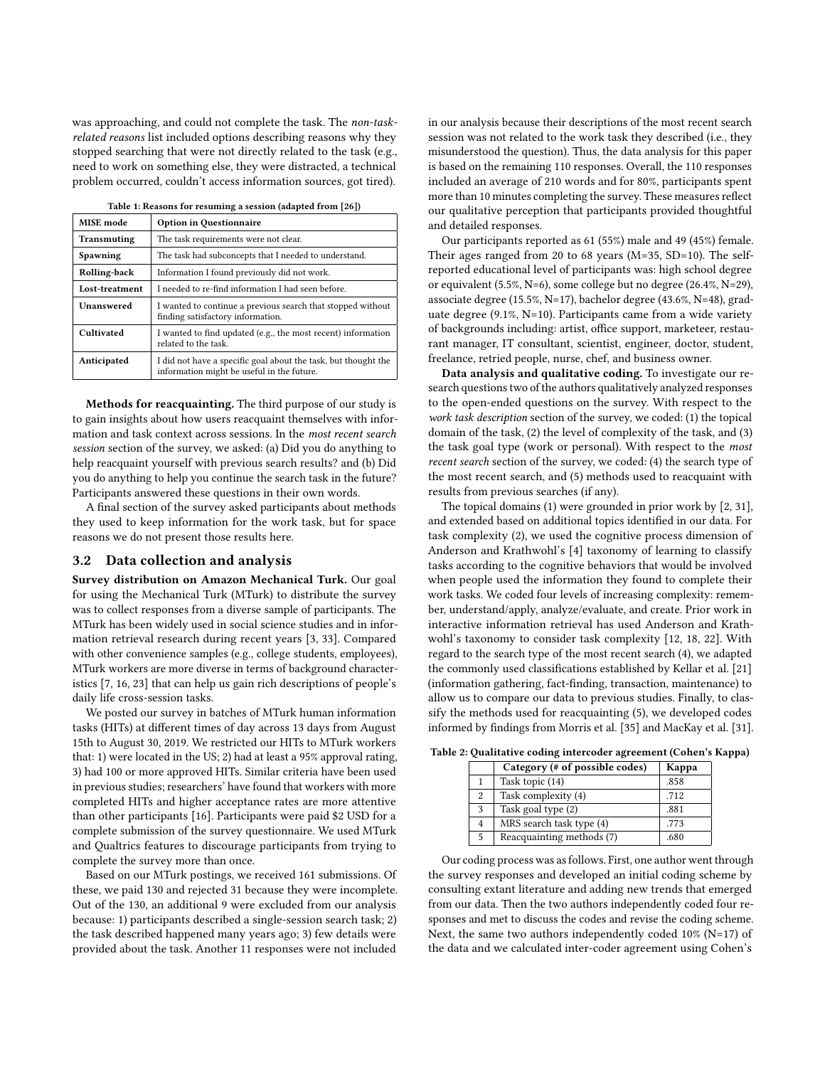was approaching, and could not complete the task. The *non-task-related reasons* list included options describing reasons why they stopped searching that were not directly related to the task (e.g., need to work on something else, they were distracted, a technical problem occurred, couldn't access information sources, got tired).

Table 1: Reasons for resuming a session (adapted from [26])

| MISE mode | Option in Questionnaire |
|---|---|
| **Transmuting** | The task requirements were not clear. |
| **Spawning** | The task had subconcepts that I needed to understand. |
| **Rolling-back** | Information I found previously did not work. |
| **Lost-treatment** | I needed to re-find information I had seen before. |
| **Unanswered** | I wanted to continue a previous search that stopped without finding satisfactory information. |
| **Cultivated** | I wanted to find updated (e.g., the most recent) information related to the task. |
| **Anticipated** | I did not have a specific goal about the task, but thought the information might be useful in the future. |

**Methods for reacquainting.** The third purpose of our study is to gain insights about how users reacquaint themselves with information and task context across sessions. In the *most recent search session* section of the survey, we asked: (a) Did you do anything to help reacquaint yourself with previous search results? and (b) Did you do anything to help you continue the search task in the future? Participants answered these questions in their own words.

A final section of the survey asked participants about methods they used to keep information for the work task, but for space reasons we do not present those results here.

### 3.2 Data collection and analysis

**Survey distribution on Amazon Mechanical Turk.** Our goal for using the Mechanical Turk (MTurk) to distribute the survey was to collect responses from a diverse sample of participants. The MTurk has been widely used in social science studies and in information retrieval research during recent years [3, 33]. Compared with other convenience samples (e.g., college students, employees), MTurk workers are more diverse in terms of background characteristics [7, 16, 23] that can help us gain rich descriptions of people's daily life cross-session tasks.

We posted our survey in batches of MTurk human information tasks (HITs) at different times of day across 13 days from August 15th to August 30, 2019. We restricted our HITs to MTurk workers that: 1) were located in the US; 2) had at least a 95% approval rating, 3) had 100 or more approved HITs. Similar criteria have been used in previous studies; researchers' have found that workers with more completed HITs and higher acceptance rates are more attentive than other participants [16]. Participants were paid $2 USD for a complete submission of the survey questionnaire. We used MTurk and Qualtrics features to discourage participants from trying to complete the survey more than once.

Based on our MTurk postings, we received 161 submissions. Of these, we paid 130 and rejected 31 because they were incomplete. Out of the 130, an additional 9 were excluded from our analysis because: 1) participants described a single-session search task; 2) the task described happened many years ago; 3) few details were provided about the task. Another 11 responses were not included in our analysis because their descriptions of the most recent search session was not related to the work task they described (i.e., they misunderstood the question). Thus, the data analysis for this paper is based on the remaining 110 responses. Overall, the 110 responses included an average of 210 words and for 80%, participants spent more than 10 minutes completing the survey. These measures reflect our qualitative perception that participants provided thoughtful and detailed responses.

Our participants reported as 61 (55%) male and 49 (45%) female. Their ages ranged from 20 to 68 years (M=35, SD=10). The self-reported educational level of participants was: high school degree or equivalent (5.5%, N=6), some college but no degree (26.4%, N=29), associate degree (15.5%, N=17), bachelor degree (43.6%, N=48), graduate degree (9.1%, N=10). Participants came from a wide variety of backgrounds including: artist, office support, marketeer, restaurant manager, IT consultant, scientist, engineer, doctor, student, freelance, retried people, nurse, chef, and business owner.

**Data analysis and qualitative coding.** To investigate our research questions two of the authors qualitatively analyzed responses to the open-ended questions on the survey. With respect to the *work task description* section of the survey, we coded: (1) the topical domain of the task, (2) the level of complexity of the task, and (3) the task goal type (work or personal). With respect to the *most recent search* section of the survey, we coded: (4) the search type of the most recent search, and (5) methods used to reacquaint with results from previous searches (if any).

The topical domains (1) were grounded in prior work by [2, 31], and extended based on additional topics identified in our data. For task complexity (2), we used the cognitive process dimension of Anderson and Krathwohl's [4] taxonomy of learning to classify tasks according to the cognitive behaviors that would be involved when people used the information they found to complete their work tasks. We coded four levels of increasing complexity: remember, understand/apply, analyze/evaluate, and create. Prior work in interactive information retrieval has used Anderson and Krathwohl's taxonomy to consider task complexity [12, 18, 22]. With regard to the search type of the most recent search (4), we adapted the commonly used classifications established by Kellar et al. [21] (information gathering, fact-finding, transaction, maintenance) to allow us to compare our data to previous studies. Finally, to classify the methods used for reacquainting (5), we developed codes informed by findings from Morris et al. [35] and MacKay et al. [31].

Table 2: Qualitative coding intercoder agreement (Cohen's Kappa)

| | Category (# of possible codes) | Kappa |
|---|---|---|
| 1 | Task topic (14) | .858 |
| 2 | Task complexity (4) | .712 |
| 3 | Task goal type (2) | .881 |
| 4 | MRS search task type (4) | .773 |
| 5 | Reacquainting methods (7) | .680 |

Our coding process was as follows. First, one author went through the survey responses and developed an initial coding scheme by consulting extant literature and adding new trends that emerged from our data. Then the two authors independently coded four responses and met to discuss the codes and revise the coding scheme. Next, the same two authors independently coded 10% (N=17) of the data and we calculated inter-coder agreement using Cohen's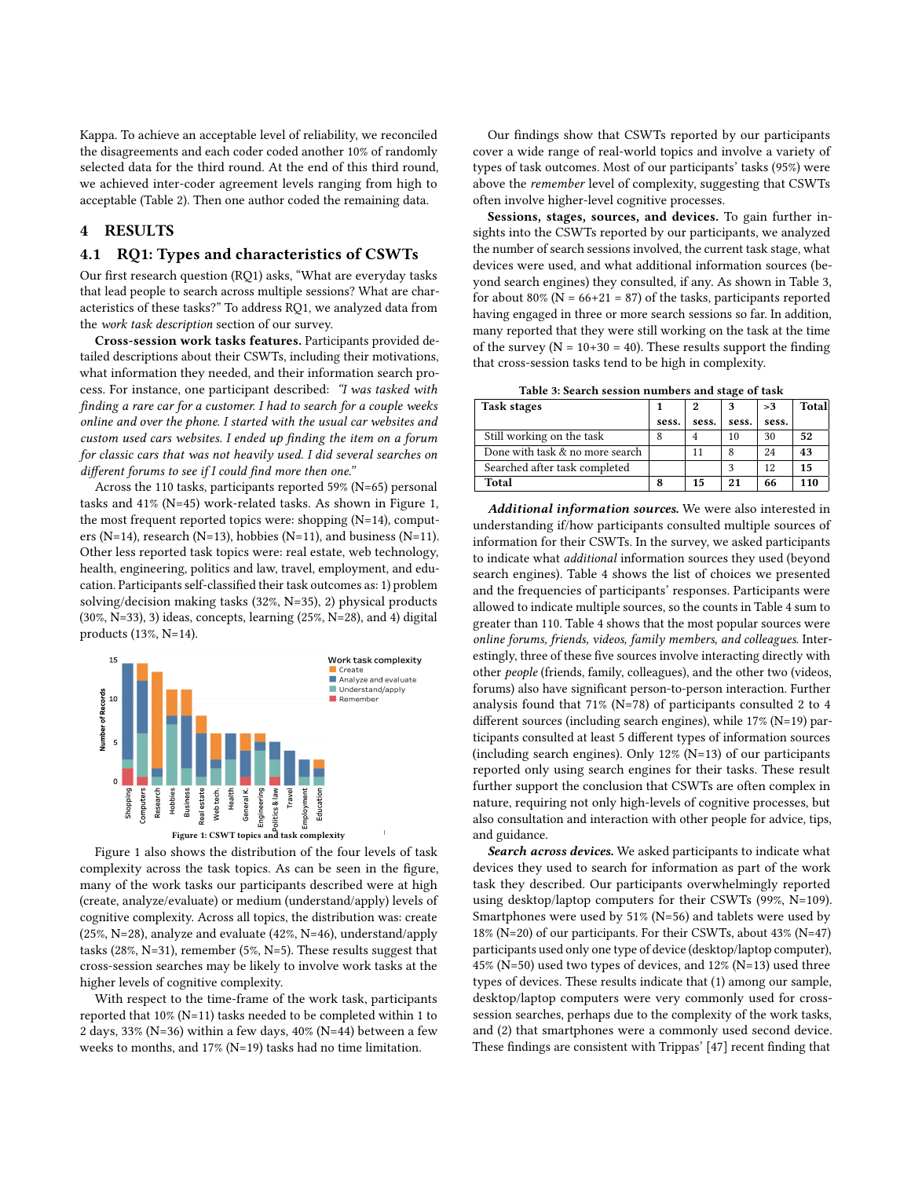Kappa. To achieve an acceptable level of reliability, we reconciled the disagreements and each coder coded another 10% of randomly selected data for the third round. At the end of this third round, we achieved inter-coder agreement levels ranging from high to acceptable (Table 2). Then one author coded the remaining data.

## 4 RESULTS

### 4.1 RQ1: Types and characteristics of CSWTs

Our first research question (RQ1) asks, "What are everyday tasks that lead people to search across multiple sessions? What are characteristics of these tasks?" To address RQ1, we analyzed data from the *work task description* section of our survey.

**Cross-session work tasks features.** Participants provided detailed descriptions about their CSWTs, including their motivations, what information they needed, and their information search process. For instance, one participant described: *"I was tasked with finding a rare car for a customer. I had to search for a couple weeks online and over the phone. I started with the usual car websites and custom used cars websites. I ended up finding the item on a forum for classic cars that was not heavily used. I did several searches on different forums to see if I could find more then one."*

Across the 110 tasks, participants reported 59% (N=65) personal tasks and 41% (N=45) work-related tasks. As shown in Figure 1, the most frequent reported topics were: shopping (N=14), computers (N=14), research (N=13), hobbies (N=11), and business (N=11). Other less reported task topics were: real estate, web technology, health, engineering, politics and law, travel, employment, and education. Participants self-classified their task outcomes as: 1) problem solving/decision making tasks (32%, N=35), 2) physical products (30%, N=33), 3) ideas, concepts, learning (25%, N=28), and 4) digital products (13%, N=14).

Figure 1: CSWT topics and task complexity

Figure 1 also shows the distribution of the four levels of task complexity across the task topics. As can be seen in the figure, many of the work tasks our participants described were at high (create, analyze/evaluate) or medium (understand/apply) levels of cognitive complexity. Across all topics, the distribution was: create (25%, N=28), analyze and evaluate (42%, N=46), understand/apply tasks (28%, N=31), remember (5%, N=5). These results suggest that cross-session searches may be likely to involve work tasks at the higher levels of cognitive complexity.

With respect to the time-frame of the work task, participants reported that 10% (N=11) tasks needed to be completed within 1 to 2 days, 33% (N=36) within a few days, 40% (N=44) between a few weeks to months, and 17% (N=19) tasks had no time limitation.

Our findings show that CSWTs reported by our participants cover a wide range of real-world topics and involve a variety of types of task outcomes. Most of our participants' tasks (95%) were above the *remember* level of complexity, suggesting that CSWTs often involve higher-level cognitive processes.

**Sessions, stages, sources, and devices.** To gain further insights into the CSWTs reported by our participants, we analyzed the number of search sessions involved, the current task stage, what devices were used, and what additional information sources (beyond search engines) they consulted, if any. As shown in Table 3, for about 80% (N = 66+21 = 87) of the tasks, participants reported having engaged in three or more search sessions so far. In addition, many reported that they were still working on the task at the time of the survey (N = 10+30 = 40). These results support the finding that cross-session tasks tend to be high in complexity.

Table 3: Search session numbers and stage of task

| Task stages | 1 sess. | 2 sess. | 3 sess. | >3 sess. | Total |
|---|---|---|---|---|---|
| Still working on the task | 8 | 4 | 10 | 30 | **52** |
| Done with task & no more search | | 11 | 8 | 24 | **43** |
| Searched after task completed | | | 3 | 12 | **15** |
| **Total** | **8** | **15** | **21** | **66** | **110** |

***Additional information sources.*** We were also interested in understanding if/how participants consulted multiple sources of information for their CSWTs. In the survey, we asked participants to indicate what *additional* information sources they used (beyond search engines). Table 4 shows the list of choices we presented and the frequencies of participants' responses. Participants were allowed to indicate multiple sources, so the counts in Table 4 sum to greater than 110. Table 4 shows that the most popular sources were *online forums, friends, videos, family members, and colleagues*. Interestingly, three of these five sources involve interacting directly with other *people* (friends, family, colleagues), and the other two (videos, forums) also have significant person-to-person interaction. Further analysis found that 71% (N=78) of participants consulted 2 to 4 different sources (including search engines), while 17% (N=19) participants consulted at least 5 different types of information sources (including search engines). Only 12% (N=13) of our participants reported only using search engines for their tasks. These result further support the conclusion that CSWTs are often complex in nature, requiring not only high-levels of cognitive processes, but also consultation and interaction with other people for advice, tips, and guidance.

***Search across devices.*** We asked participants to indicate what devices they used to search for information as part of the work task they described. Our participants overwhelmingly reported using desktop/laptop computers for their CSWTs (99%, N=109). Smartphones were used by 51% (N=56) and tablets were used by 18% (N=20) of our participants. For their CSWTs, about 43% (N=47) participants used only one type of device (desktop/laptop computer), 45% (N=50) used two types of devices, and 12% (N=13) used three types of devices. These results indicate that (1) among our sample, desktop/laptop computers were very commonly used for cross-session searches, perhaps due to the complexity of the work tasks, and (2) that smartphones were a commonly used second device. These findings are consistent with Trippas' [47] recent finding that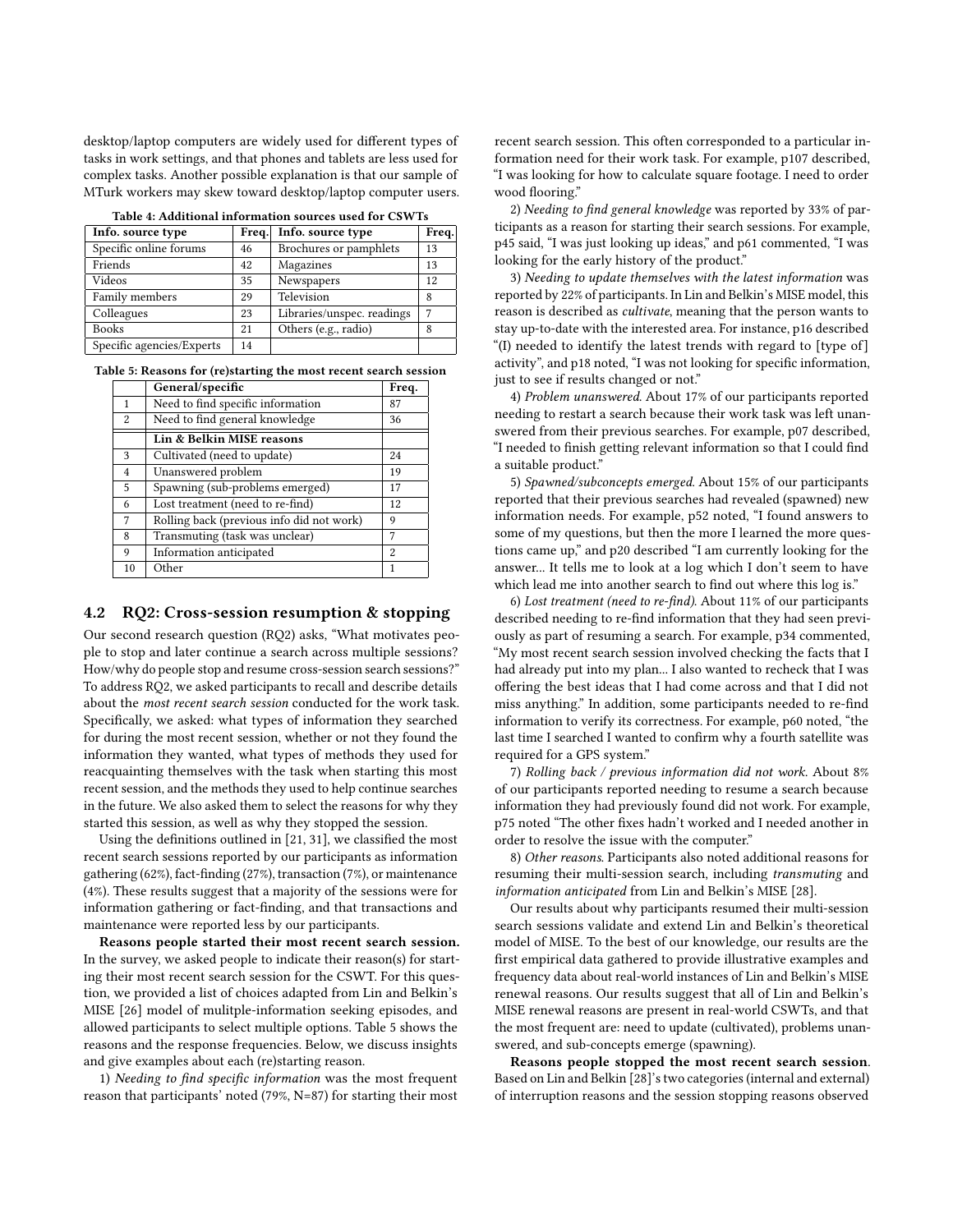desktop/laptop computers are widely used for different types of tasks in work settings, and that phones and tablets are less used for complex tasks. Another possible explanation is that our sample of MTurk workers may skew toward desktop/laptop computer users.

**Table 4: Additional information sources used for CSWTs**

| Info. source type | Freq. | Info. source type | Freq. |
|---|---|---|---|
| Specific online forums | 46 | Brochures or pamphlets | 13 |
| Friends | 42 | Magazines | 13 |
| Videos | 35 | Newspapers | 12 |
| Family members | 29 | Television | 8 |
| Colleagues | 23 | Libraries/unspec. readings | 7 |
| Books | 21 | Others (e.g., radio) | 8 |
| Specific agencies/Experts | 14 | | |

**Table 5: Reasons for (re)starting the most recent search session**

| | General/specific | Freq. |
|---|---|---|
| 1 | Need to find specific information | 87 |
| 2 | Need to find general knowledge | 36 |
| | **Lin & Belkin MISE reasons** | |
| 3 | Cultivated (need to update) | 24 |
| 4 | Unanswered problem | 19 |
| 5 | Spawning (sub-problems emerged) | 17 |
| 6 | Lost treatment (need to re-find) | 12 |
| 7 | Rolling back (previous info did not work) | 9 |
| 8 | Transmuting (task was unclear) | 7 |
| 9 | Information anticipated | 2 |
| 10 | Other | 1 |

## 4.2 RQ2: Cross-session resumption & stopping

Our second research question (RQ2) asks, "What motivates people to stop and later continue a search across multiple sessions? How/why do people stop and resume cross-session search sessions?" To address RQ2, we asked participants to recall and describe details about the *most recent search session* conducted for the work task. Specifically, we asked: what types of information they searched for during the most recent session, whether or not they found the information they wanted, what types of methods they used for reacquainting themselves with the task when starting this most recent session, and the methods they used to help continue searches in the future. We also asked them to select the reasons for why they started this session, as well as why they stopped the session.

Using the definitions outlined in [21, 31], we classified the most recent search sessions reported by our participants as information gathering (62%), fact-finding (27%), transaction (7%), or maintenance (4%). These results suggest that a majority of the sessions were for information gathering or fact-finding, and that transactions and maintenance were reported less by our participants.

**Reasons people started their most recent search session.** In the survey, we asked people to indicate their reason(s) for starting their most recent search session for the CSWT. For this question, we provided a list of choices adapted from Lin and Belkin's MISE [26] model of mulitple-information seeking episodes, and allowed participants to select multiple options. Table 5 shows the reasons and the response frequencies. Below, we discuss insights and give examples about each (re)starting reason.

1) *Needing to find specific information* was the most frequent reason that participants' noted (79%, N=87) for starting their most recent search session. This often corresponded to a particular information need for their work task. For example, p107 described, "I was looking for how to calculate square footage. I need to order wood flooring."

2) *Needing to find general knowledge* was reported by 33% of participants as a reason for starting their search sessions. For example, p45 said, "I was just looking up ideas," and p61 commented, "I was looking for the early history of the product."

3) *Needing to update themselves with the latest information* was reported by 22% of participants. In Lin and Belkin's MISE model, this reason is described as *cultivate*, meaning that the person wants to stay up-to-date with the interested area. For instance, p16 described "(I) needed to identify the latest trends with regard to [type of] activity", and p18 noted, "I was not looking for specific information, just to see if results changed or not."

4) *Problem unanswered*. About 17% of our participants reported needing to restart a search because their work task was left unanswered from their previous searches. For example, p07 described, "I needed to finish getting relevant information so that I could find a suitable product."

5) *Spawned/subconcepts emerged*. About 15% of our participants reported that their previous searches had revealed (spawned) new information needs. For example, p52 noted, "I found answers to some of my questions, but then the more I learned the more questions came up," and p20 described "I am currently looking for the answer... It tells me to look at a log which I don't seem to have which lead me into another search to find out where this log is."

6) *Lost treatment (need to re-find)*. About 11% of our participants described needing to re-find information that they had seen previously as part of resuming a search. For example, p34 commented, "My most recent search session involved checking the facts that I had already put into my plan... I also wanted to recheck that I was offering the best ideas that I had come across and that I did not miss anything." In addition, some participants needed to re-find information to verify its correctness. For example, p60 noted, "the last time I searched I wanted to confirm why a fourth satellite was required for a GPS system."

7) *Rolling back / previous information did not work*. About 8% of our participants reported needing to resume a search because information they had previously found did not work. For example, p75 noted "The other fixes hadn't worked and I needed another in order to resolve the issue with the computer."

8) *Other reasons*. Participants also noted additional reasons for resuming their multi-session search, including *transmuting* and *information anticipated* from Lin and Belkin's MISE [28].

Our results about why participants resumed their multi-session search sessions validate and extend Lin and Belkin's theoretical model of MISE. To the best of our knowledge, our results are the first empirical data gathered to provide illustrative examples and frequency data about real-world instances of Lin and Belkin's MISE renewal reasons. Our results suggest that all of Lin and Belkin's MISE renewal reasons are present in real-world CSWTs, and that the most frequent are: need to update (cultivated), problems unanswered, and sub-concepts emerge (spawning).

**Reasons people stopped the most recent search session**. Based on Lin and Belkin [28]'s two categories (internal and external) of interruption reasons and the session stopping reasons observed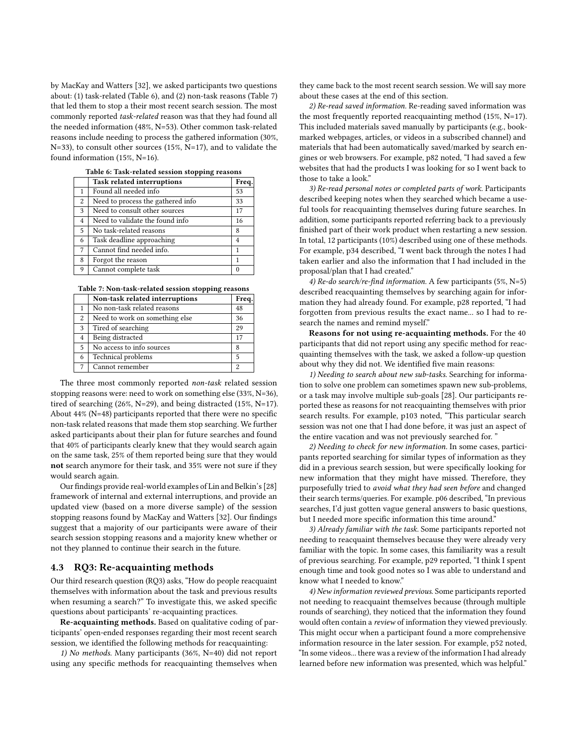by MacKay and Watters [32], we asked participants two questions about: (1) task-related (Table 6), and (2) non-task reasons (Table 7) that led them to stop a their most recent search session. The most commonly reported *task-related* reason was that they had found all the needed information (48%, N=53). Other common task-related reasons include needing to process the gathered information (30%, N=33), to consult other sources (15%, N=17), and to validate the found information (15%, N=16).

**Table 6: Task-related session stopping reasons**

| | Task related interruptions | Freq. |
|---|---|---|
| 1 | Found all needed info | 53 |
| 2 | Need to process the gathered info | 33 |
| 3 | Need to consult other sources | 17 |
| 4 | Need to validate the found info | 16 |
| 5 | No task-related reasons | 8 |
| 6 | Task deadline approaching | 4 |
| 7 | Cannot find needed info. | 1 |
| 8 | Forgot the reason | 1 |
| 9 | Cannot complete task | 0 |

**Table 7: Non-task-related session stopping reasons**

| | Non-task related interruptions | Freq. |
|---|---|---|
| 1 | No non-task related reasons | 48 |
| 2 | Need to work on something else | 36 |
| 3 | Tired of searching | 29 |
| 4 | Being distracted | 17 |
| 5 | No access to info sources | 8 |
| 6 | Technical problems | 5 |
| 7 | Cannot remember | 2 |

The three most commonly reported *non-task* related session stopping reasons were: need to work on something else (33%, N=36), tired of searching (26%, N=29), and being distracted (15%, N=17). About 44% (N=48) participants reported that there were no specific non-task related reasons that made them stop searching. We further asked participants about their plan for future searches and found that 40% of participants clearly knew that they would search again on the same task, 25% of them reported being sure that they would **not** search anymore for their task, and 35% were not sure if they would search again.

Our findings provide real-world examples of Lin and Belkin's [28] framework of internal and external interruptions, and provide an updated view (based on a more diverse sample) of the session stopping reasons found by MacKay and Watters [32]. Our findings suggest that a majority of our participants were aware of their search session stopping reasons and a majority knew whether or not they planned to continue their search in the future.

## 4.3 RQ3: Re-acquainting methods

Our third research question (RQ3) asks, "How do people reacquaint themselves with information about the task and previous results when resuming a search?" To investigate this, we asked specific questions about participants' re-acquainting practices.

**Re-acquainting methods.** Based on qualitative coding of participants' open-ended responses regarding their most recent search session, we identified the following methods for reacquainting:

*1) No methods.* Many participants (36%, N=40) did not report using any specific methods for reacquainting themselves when they came back to the most recent search session. We will say more about these cases at the end of this section.

*2) Re-read saved information.* Re-reading saved information was the most frequently reported reacquainting method (15%, N=17). This included materials saved manually by participants (e.g., bookmarked webpages, articles, or videos in a subscribed channel) and materials that had been automatically saved/marked by search engines or web browsers. For example, p82 noted, "I had saved a few websites that had the products I was looking for so I went back to those to take a look."

*3) Re-read personal notes or completed parts of work.* Participants described keeping notes when they searched which became a useful tools for reacquainting themselves during future searches. In addition, some participants reported referring back to a previously finished part of their work product when restarting a new session. In total, 12 participants (10%) described using one of these methods. For example, p34 described, "I went back through the notes I had taken earlier and also the information that I had included in the proposal/plan that I had created."

*4) Re-do search/re-find information.* A few participants (5%, N=5) described reacquainting themselves by searching again for information they had already found. For example, p28 reported, "I had forgotten from previous results the exact name... so I had to re-search the names and remind myself."

**Reasons for not using re-acquainting methods.** For the 40 participants that did not report using any specific method for reacquainting themselves with the task, we asked a follow-up question about why they did not. We identified five main reasons:

*1) Needing to search about new sub-tasks.* Searching for information to solve one problem can sometimes spawn new sub-problems, or a task may involve multiple sub-goals [28]. Our participants reported these as reasons for not reacquainting themselves with prior search results. For example, p103 noted, "This particular search session was not one that I had done before, it was just an aspect of the entire vacation and was not previously searched for. "

*2) Needing to check for new information.* In some cases, participants reported searching for similar types of information as they did in a previous search session, but were specifically looking for new information that they might have missed. Therefore, they purposefully tried to *avoid what they had seen before* and changed their search terms/queries. For example. p06 described, "In previous searches, I'd just gotten vague general answers to basic questions, but I needed more specific information this time around."

*3) Already familiar with the task.* Some participants reported not needing to reacquaint themselves because they were already very familiar with the topic. In some cases, this familiarity was a result of previous searching. For example, p29 reported, "I think I spent enough time and took good notes so I was able to understand and know what I needed to know."

*4) New information reviewed previous.* Some participants reported not needing to reacquaint themselves because (through multiple rounds of searching), they noticed that the information they found would often contain a *review* of information they viewed previously. This might occur when a participant found a more comprehensive information resource in the later session. For example, p52 noted, "In some videos... there was a review of the information I had already learned before new information was presented, which was helpful."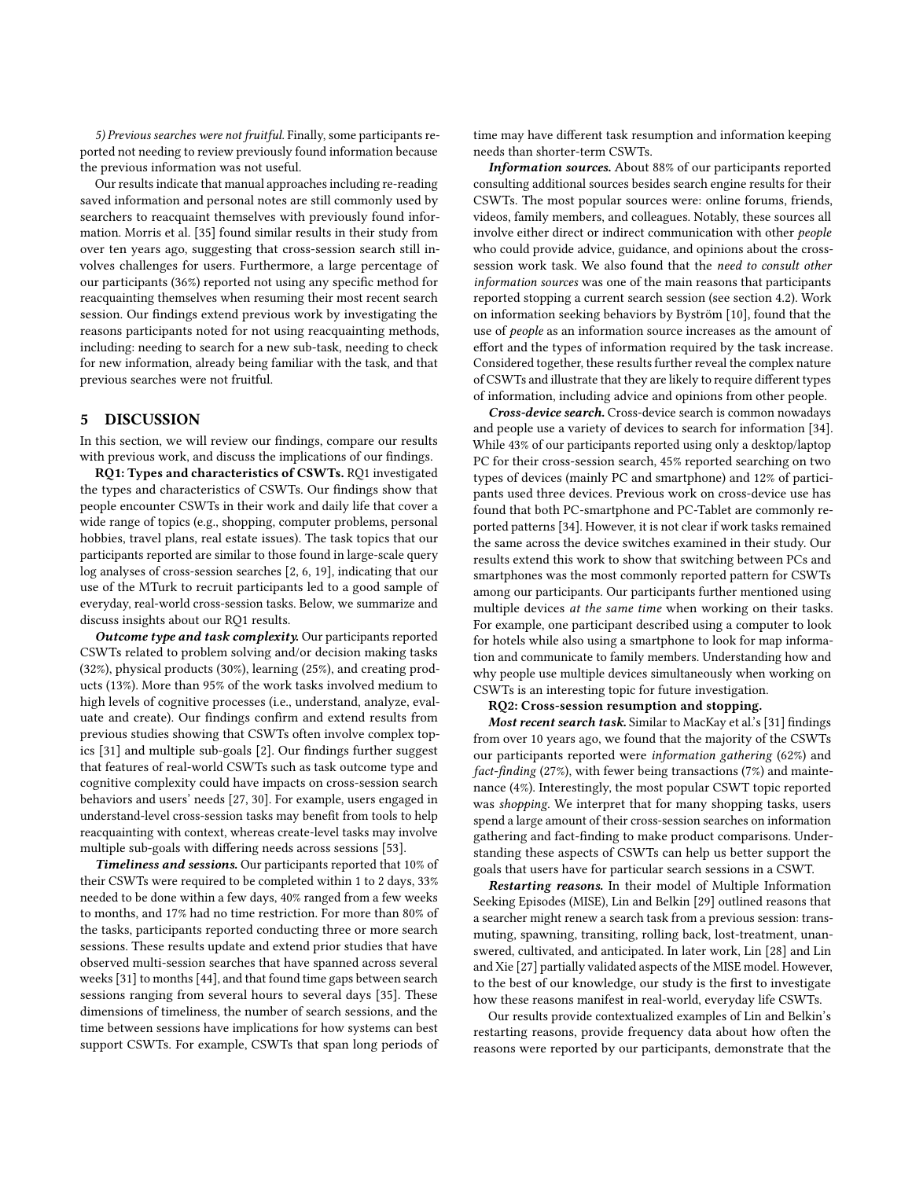*5) Previous searches were not fruitful.* Finally, some participants reported not needing to review previously found information because the previous information was not useful.

Our results indicate that manual approaches including re-reading saved information and personal notes are still commonly used by searchers to reacquaint themselves with previously found information. Morris et al. [35] found similar results in their study from over ten years ago, suggesting that cross-session search still involves challenges for users. Furthermore, a large percentage of our participants (36%) reported not using any specific method for reacquainting themselves when resuming their most recent search session. Our findings extend previous work by investigating the reasons participants noted for not using reacquainting methods, including: needing to search for a new sub-task, needing to check for new information, already being familiar with the task, and that previous searches were not fruitful.

## 5 DISCUSSION

In this section, we will review our findings, compare our results with previous work, and discuss the implications of our findings.

**RQ1: Types and characteristics of CSWTs.** RQ1 investigated the types and characteristics of CSWTs. Our findings show that people encounter CSWTs in their work and daily life that cover a wide range of topics (e.g., shopping, computer problems, personal hobbies, travel plans, real estate issues). The task topics that our participants reported are similar to those found in large-scale query log analyses of cross-session searches [2, 6, 19], indicating that our use of the MTurk to recruit participants led to a good sample of everyday, real-world cross-session tasks. Below, we summarize and discuss insights about our RQ1 results.

***Outcome type and task complexity.*** Our participants reported CSWTs related to problem solving and/or decision making tasks (32%), physical products (30%), learning (25%), and creating products (13%). More than 95% of the work tasks involved medium to high levels of cognitive processes (i.e., understand, analyze, evaluate and create). Our findings confirm and extend results from previous studies showing that CSWTs often involve complex topics [31] and multiple sub-goals [2]. Our findings further suggest that features of real-world CSWTs such as task outcome type and cognitive complexity could have impacts on cross-session search behaviors and users' needs [27, 30]. For example, users engaged in understand-level cross-session tasks may benefit from tools to help reacquainting with context, whereas create-level tasks may involve multiple sub-goals with differing needs across sessions [53].

***Timeliness and sessions.*** Our participants reported that 10% of their CSWTs were required to be completed within 1 to 2 days, 33% needed to be done within a few days, 40% ranged from a few weeks to months, and 17% had no time restriction. For more than 80% of the tasks, participants reported conducting three or more search sessions. These results update and extend prior studies that have observed multi-session searches that have spanned across several weeks [31] to months [44], and that found time gaps between search sessions ranging from several hours to several days [35]. These dimensions of timeliness, the number of search sessions, and the time between sessions have implications for how systems can best support CSWTs. For example, CSWTs that span long periods of time may have different task resumption and information keeping needs than shorter-term CSWTs.

***Information sources.*** About 88% of our participants reported consulting additional sources besides search engine results for their CSWTs. The most popular sources were: online forums, friends, videos, family members, and colleagues. Notably, these sources all involve either direct or indirect communication with other *people* who could provide advice, guidance, and opinions about the cross-session work task. We also found that the *need to consult other information sources* was one of the main reasons that participants reported stopping a current search session (see section 4.2). Work on information seeking behaviors by Byström [10], found that the use of *people* as an information source increases as the amount of effort and the types of information required by the task increase. Considered together, these results further reveal the complex nature of CSWTs and illustrate that they are likely to require different types of information, including advice and opinions from other people.

***Cross-device search.*** Cross-device search is common nowadays and people use a variety of devices to search for information [34]. While 43% of our participants reported using only a desktop/laptop PC for their cross-session search, 45% reported searching on two types of devices (mainly PC and smartphone) and 12% of participants used three devices. Previous work on cross-device use has found that both PC-smartphone and PC-Tablet are commonly reported patterns [34]. However, it is not clear if work tasks remained the same across the device switches examined in their study. Our results extend this work to show that switching between PCs and smartphones was the most commonly reported pattern for CSWTs among our participants. Our participants further mentioned using multiple devices *at the same time* when working on their tasks. For example, one participant described using a computer to look for hotels while also using a smartphone to look for map information and communicate to family members. Understanding how and why people use multiple devices simultaneously when working on CSWTs is an interesting topic for future investigation.

**RQ2: Cross-session resumption and stopping.**

***Most recent search task.*** Similar to MacKay et al.'s [31] findings from over 10 years ago, we found that the majority of the CSWTs our participants reported were *information gathering* (62%) and *fact-finding* (27%), with fewer being transactions (7%) and maintenance (4%). Interestingly, the most popular CSWT topic reported was *shopping*. We interpret that for many shopping tasks, users spend a large amount of their cross-session searches on information gathering and fact-finding to make product comparisons. Understanding these aspects of CSWTs can help us better support the goals that users have for particular search sessions in a CSWT.

***Restarting reasons.*** In their model of Multiple Information Seeking Episodes (MISE), Lin and Belkin [29] outlined reasons that a searcher might renew a search task from a previous session: transmuting, spawning, transiting, rolling back, lost-treatment, unanswered, cultivated, and anticipated. In later work, Lin [28] and Lin and Xie [27] partially validated aspects of the MISE model. However, to the best of our knowledge, our study is the first to investigate how these reasons manifest in real-world, everyday life CSWTs.

Our results provide contextualized examples of Lin and Belkin's restarting reasons, provide frequency data about how often the reasons were reported by our participants, demonstrate that the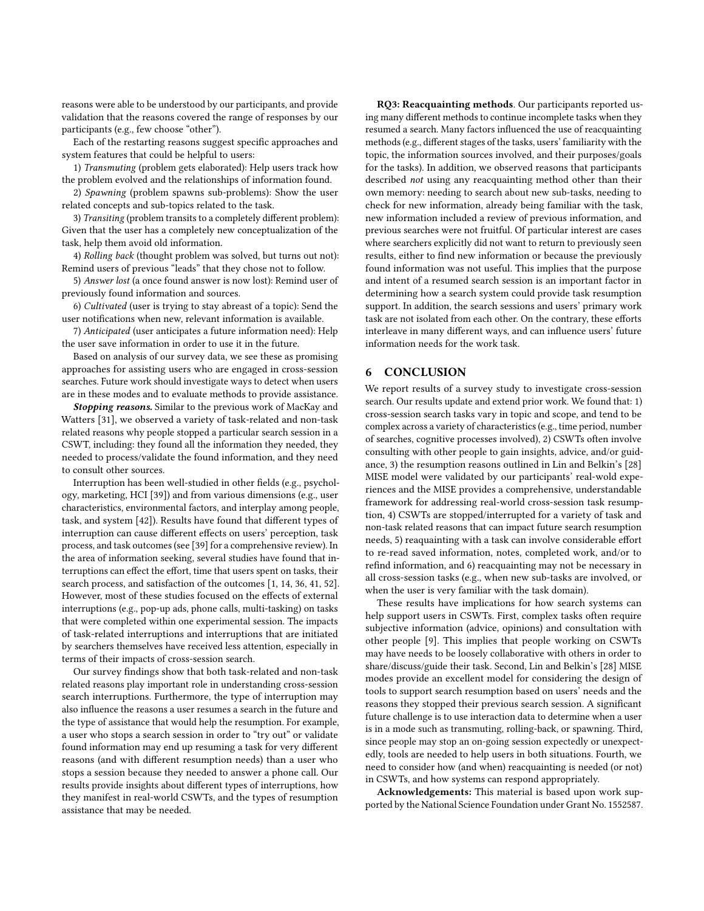reasons were able to be understood by our participants, and provide validation that the reasons covered the range of responses by our participants (e.g., few choose "other").

Each of the restarting reasons suggest specific approaches and system features that could be helpful to users:

1) *Transmuting* (problem gets elaborated): Help users track how the problem evolved and the relationships of information found.

2) *Spawning* (problem spawns sub-problems): Show the user related concepts and sub-topics related to the task.

3) *Transiting* (problem transits to a completely different problem): Given that the user has a completely new conceptualization of the task, help them avoid old information.

4) *Rolling back* (thought problem was solved, but turns out not): Remind users of previous "leads" that they chose not to follow.

5) *Answer lost* (a once found answer is now lost): Remind user of previously found information and sources.

6) *Cultivated* (user is trying to stay abreast of a topic): Send the user notifications when new, relevant information is available.

7) *Anticipated* (user anticipates a future information need): Help the user save information in order to use it in the future.

Based on analysis of our survey data, we see these as promising approaches for assisting users who are engaged in cross-session searches. Future work should investigate ways to detect when users are in these modes and to evaluate methods to provide assistance.

***Stopping reasons.*** Similar to the previous work of MacKay and Watters [31], we observed a variety of task-related and non-task related reasons why people stopped a particular search session in a CSWT, including: they found all the information they needed, they needed to process/validate the found information, and they need to consult other sources.

Interruption has been well-studied in other fields (e.g., psychology, marketing, HCI [39]) and from various dimensions (e.g., user characteristics, environmental factors, and interplay among people, task, and system [42]). Results have found that different types of interruption can cause different effects on users' perception, task process, and task outcomes (see [39] for a comprehensive review). In the area of information seeking, several studies have found that interruptions can effect the effort, time that users spent on tasks, their search process, and satisfaction of the outcomes [1, 14, 36, 41, 52]. However, most of these studies focused on the effects of external interruptions (e.g., pop-up ads, phone calls, multi-tasking) on tasks that were completed within one experimental session. The impacts of task-related interruptions and interruptions that are initiated by searchers themselves have received less attention, especially in terms of their impacts of cross-session search.

Our survey findings show that both task-related and non-task related reasons play important role in understanding cross-session search interruptions. Furthermore, the type of interruption may also influence the reasons a user resumes a search in the future and the type of assistance that would help the resumption. For example, a user who stops a search session in order to "try out" or validate found information may end up resuming a task for very different reasons (and with different resumption needs) than a user who stops a session because they needed to answer a phone call. Our results provide insights about different types of interruptions, how they manifest in real-world CSWTs, and the types of resumption assistance that may be needed.

**RQ3: Reacquainting methods**. Our participants reported using many different methods to continue incomplete tasks when they resumed a search. Many factors influenced the use of reacquainting methods (e.g., different stages of the tasks, users' familiarity with the topic, the information sources involved, and their purposes/goals for the tasks). In addition, we observed reasons that participants described *not* using any reacquainting method other than their own memory: needing to search about new sub-tasks, needing to check for new information, already being familiar with the task, new information included a review of previous information, and previous searches were not fruitful. Of particular interest are cases where searchers explicitly did not want to return to previously seen results, either to find new information or because the previously found information was not useful. This implies that the purpose and intent of a resumed search session is an important factor in determining how a search system could provide task resumption support. In addition, the search sessions and users' primary work task are not isolated from each other. On the contrary, these efforts interleave in many different ways, and can influence users' future information needs for the work task.

## 6 CONCLUSION

We report results of a survey study to investigate cross-session search. Our results update and extend prior work. We found that: 1) cross-session search tasks vary in topic and scope, and tend to be complex across a variety of characteristics (e.g., time period, number of searches, cognitive processes involved), 2) CSWTs often involve consulting with other people to gain insights, advice, and/or guidance, 3) the resumption reasons outlined in Lin and Belkin's [28] MISE model were validated by our participants' real-wold experiences and the MISE provides a comprehensive, understandable framework for addressing real-world cross-session task resumption, 4) CSWTs are stopped/interrupted for a variety of task and non-task related reasons that can impact future search resumption needs, 5) reaquainting with a task can involve considerable effort to re-read saved information, notes, completed work, and/or to refind information, and 6) reacquainting may not be necessary in all cross-session tasks (e.g., when new sub-tasks are involved, or when the user is very familiar with the task domain).

These results have implications for how search systems can help support users in CSWTs. First, complex tasks often require subjective information (advice, opinions) and consultation with other people [9]. This implies that people working on CSWTs may have needs to be loosely collaborative with others in order to share/discuss/guide their task. Second, Lin and Belkin's [28] MISE modes provide an excellent model for considering the design of tools to support search resumption based on users' needs and the reasons they stopped their previous search session. A significant future challenge is to use interaction data to determine when a user is in a mode such as transmuting, rolling-back, or spawning. Third, since people may stop an on-going session expectedly or unexpectedly, tools are needed to help users in both situations. Fourth, we need to consider how (and when) reacquainting is needed (or not) in CSWTs, and how systems can respond appropriately.

**Acknowledgements:** This material is based upon work supported by the National Science Foundation under Grant No. 1552587.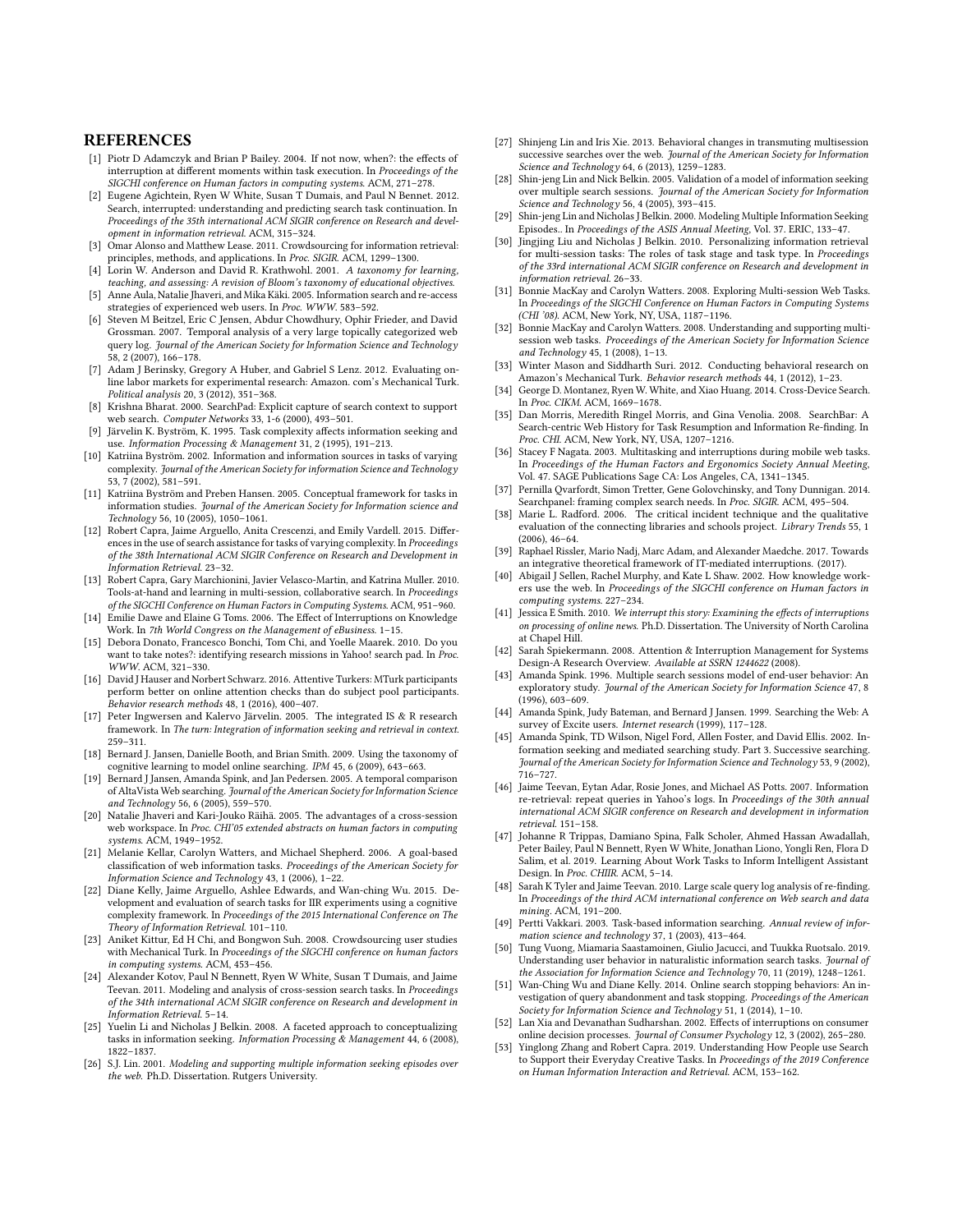## REFERENCES

[1] Piotr D Adamczyk and Brian P Bailey. 2004. If not now, when?: the effects of interruption at different moments within task execution. In *Proceedings of the SIGCHI conference on Human factors in computing systems*. ACM, 271–278.

[2] Eugene Agichtein, Ryen W White, Susan T Dumais, and Paul N Bennet. 2012. Search, interrupted: understanding and predicting search task continuation. In *Proceedings of the 35th international ACM SIGIR conference on Research and development in information retrieval*. ACM, 315–324.

[3] Omar Alonso and Matthew Lease. 2011. Crowdsourcing for information retrieval: principles, methods, and applications. In *Proc. SIGIR*. ACM, 1299–1300.

[4] Lorin W. Anderson and David R. Krathwohl. 2001. *A taxonomy for learning, teaching, and assessing: A revision of Bloom's taxonomy of educational objectives.*

[5] Anne Aula, Natalie Jhaveri, and Mika Käki. 2005. Information search and re-access strategies of experienced web users. In *Proc. WWW*. 583–592.

[6] Steven M Beitzel, Eric C Jensen, Abdur Chowdhury, Ophir Frieder, and David Grossman. 2007. Temporal analysis of a very large topically categorized web query log. *Journal of the American Society for Information Science and Technology* 58, 2 (2007), 166–178.

[7] Adam J Berinsky, Gregory A Huber, and Gabriel S Lenz. 2012. Evaluating online labor markets for experimental research: Amazon. com's Mechanical Turk. *Political analysis* 20, 3 (2012), 351–368.

[8] Krishna Bharat. 2000. SearchPad: Explicit capture of search context to support web search. *Computer Networks* 33, 1-6 (2000), 493–501.

[9] Järvelin K. Byström, K. 1995. Task complexity affects information seeking and use. *Information Processing & Management* 31, 2 (1995), 191–213.

[10] Katriina Byström. 2002. Information and information sources in tasks of varying complexity. *Journal of the American Society for information Science and Technology* 53, 7 (2002), 581–591.

[11] Katriina Byström and Preben Hansen. 2005. Conceptual framework for tasks in information studies. *Journal of the American Society for Information science and Technology* 56, 10 (2005), 1050–1061.

[12] Robert Capra, Jaime Arguello, Anita Crescenzi, and Emily Vardell. 2015. Differences in the use of search assistance for tasks of varying complexity. In *Proceedings of the 38th International ACM SIGIR Conference on Research and Development in Information Retrieval*. 23–32.

[13] Robert Capra, Gary Marchionini, Javier Velasco-Martin, and Katrina Muller. 2010. Tools-at-hand and learning in multi-session, collaborative search. In *Proceedings of the SIGCHI Conference on Human Factors in Computing Systems*. ACM, 951–960.

[14] Emilie Dawe and Elaine G Toms. 2006. The Effect of Interruptions on Knowledge Work. In *7th World Congress on the Management of eBusiness*. 1–15.

[15] Debora Donato, Francesco Bonchi, Tom Chi, and Yoelle Maarek. 2010. Do you want to take notes?: identifying research missions in Yahoo! search pad. In *Proc. WWW*. ACM, 321–330.

[16] David J Hauser and Norbert Schwarz. 2016. Attentive Turkers: MTurk participants perform better on online attention checks than do subject pool participants. *Behavior research methods* 48, 1 (2016), 400–407.

[17] Peter Ingwersen and Kalervo Järvelin. 2005. The integrated IS & R research framework. In *The turn: Integration of information seeking and retrieval in context*. 259–311.

[18] Bernard J. Jansen, Danielle Booth, and Brian Smith. 2009. Using the taxonomy of cognitive learning to model online searching. *IPM* 45, 6 (2009), 643–663.

[19] Bernard J Jansen, Amanda Spink, and Jan Pedersen. 2005. A temporal comparison of AltaVista Web searching. *Journal of the American Society for Information Science and Technology* 56, 6 (2005), 559–570.

[20] Natalie Jhaveri and Kari-Jouko Räihä. 2005. The advantages of a cross-session web workspace. In *Proc. CHI'05 extended abstracts on human factors in computing systems*. ACM, 1949–1952.

[21] Melanie Kellar, Carolyn Watters, and Michael Shepherd. 2006. A goal-based classification of web information tasks. *Proceedings of the American Society for Information Science and Technology* 43, 1 (2006), 1–22.

[22] Diane Kelly, Jaime Arguello, Ashlee Edwards, and Wan-ching Wu. 2015. Development and evaluation of search tasks for IIR experiments using a cognitive complexity framework. In *Proceedings of the 2015 International Conference on The Theory of Information Retrieval*. 101–110.

[23] Aniket Kittur, Ed H Chi, and Bongwon Suh. 2008. Crowdsourcing user studies with Mechanical Turk. In *Proceedings of the SIGCHI conference on human factors in computing systems*. ACM, 453–456.

[24] Alexander Kotov, Paul N Bennett, Ryen W White, Susan T Dumais, and Jaime Teevan. 2011. Modeling and analysis of cross-session search tasks. In *Proceedings of the 34th international ACM SIGIR conference on Research and development in Information Retrieval*. 5–14.

[25] Yuelin Li and Nicholas J Belkin. 2008. A faceted approach to conceptualizing tasks in information seeking. *Information Processing & Management* 44, 6 (2008), 1822–1837.

[26] S.J. Lin. 2001. *Modeling and supporting multiple information seeking episodes over the web.* Ph.D. Dissertation. Rutgers University.

[27] Shinjeng Lin and Iris Xie. 2013. Behavioral changes in transmuting multisession successive searches over the web. *Journal of the American Society for Information Science and Technology* 64, 6 (2013), 1259–1283.

[28] Shin-jeng Lin and Nick Belkin. 2005. Validation of a model of information seeking over multiple search sessions. *Journal of the American Society for Information Science and Technology* 56, 4 (2005), 393–415.

[29] Shin-jeng Lin and Nicholas J Belkin. 2000. Modeling Multiple Information Seeking Episodes.. In *Proceedings of the ASIS Annual Meeting*, Vol. 37. ERIC, 133–47.

[30] Jingjing Liu and Nicholas J Belkin. 2010. Personalizing information retrieval for multi-session tasks: The roles of task stage and task type. In *Proceedings of the 33rd international ACM SIGIR conference on Research and development in information retrieval*. 26–33.

[31] Bonnie MacKay and Carolyn Watters. 2008. Exploring Multi-session Web Tasks. In *Proceedings of the SIGCHI Conference on Human Factors in Computing Systems (CHI '08)*. ACM, New York, NY, USA, 1187–1196.

[32] Bonnie MacKay and Carolyn Watters. 2008. Understanding and supporting multisession web tasks. *Proceedings of the American Society for Information Science and Technology* 45, 1 (2008), 1–13.

[33] Winter Mason and Siddharth Suri. 2012. Conducting behavioral research on Amazon's Mechanical Turk. *Behavior research methods* 44, 1 (2012), 1–23.

[34] George D. Montanez, Ryen W. White, and Xiao Huang. 2014. Cross-Device Search. In *Proc. CIKM*. ACM, 1669–1678.

[35] Dan Morris, Meredith Ringel Morris, and Gina Venolia. 2008. SearchBar: A Search-centric Web History for Task Resumption and Information Re-finding. In *Proc. CHI*. ACM, New York, NY, USA, 1207–1216.

[36] Stacey F Nagata. 2003. Multitasking and interruptions during mobile web tasks. In *Proceedings of the Human Factors and Ergonomics Society Annual Meeting*, Vol. 47. SAGE Publications Sage CA: Los Angeles, CA, 1341–1345.

[37] Pernilla Qvarfordt, Simon Tretter, Gene Golovchinsky, and Tony Dunnigan. 2014. Searchpanel: framing complex search needs. In *Proc. SIGIR*. ACM, 495–504.

[38] Marie L. Radford. 2006. The critical incident technique and the qualitative evaluation of the connecting libraries and schools project. *Library Trends* 55, 1 (2006), 46–64.

[39] Raphael Rissler, Mario Nadj, Marc Adam, and Alexander Maedche. 2017. Towards an integrative theoretical framework of IT-mediated interruptions. (2017).

[40] Abigail J Sellen, Rachel Murphy, and Kate L Shaw. 2002. How knowledge workers use the web. In *Proceedings of the SIGCHI conference on Human factors in computing systems*. 227–234.

[41] Jessica E Smith. 2010. *We interrupt this story: Examining the effects of interruptions on processing of online news.* Ph.D. Dissertation. The University of North Carolina at Chapel Hill.

[42] Sarah Spiekermann. 2008. Attention & Interruption Management for Systems Design-A Research Overview. *Available at SSRN 1244622* (2008).

[43] Amanda Spink. 1996. Multiple search sessions model of end-user behavior: An exploratory study. *Journal of the American Society for Information Science* 47, 8 (1996), 603–609.

[44] Amanda Spink, Judy Bateman, and Bernard J Jansen. 1999. Searching the Web: A survey of Excite users. *Internet research* (1999), 117–128.

[45] Amanda Spink, TD Wilson, Nigel Ford, Allen Foster, and David Ellis. 2002. Information seeking and mediated searching study. Part 3. Successive searching. *Journal of the American Society for Information Science and Technology* 53, 9 (2002), 716–727.

[46] Jaime Teevan, Eytan Adar, Rosie Jones, and Michael AS Potts. 2007. Information re-retrieval: repeat queries in Yahoo's logs. In *Proceedings of the 30th annual international ACM SIGIR conference on Research and development in information retrieval*. 151–158.

[47] Johanne R Trippas, Damiano Spina, Falk Scholer, Ahmed Hassan Awadallah, Peter Bailey, Paul N Bennett, Ryen W White, Jonathan Liono, Yongli Ren, Flora D Salim, et al. 2019. Learning About Work Tasks to Inform Intelligent Assistant Design. In *Proc. CHIIR*. ACM, 5–14.

[48] Sarah K Tyler and Jaime Teevan. 2010. Large scale query log analysis of re-finding. In *Proceedings of the third ACM international conference on Web search and data mining*. ACM, 191–200.

[49] Pertti Vakkari. 2003. Task-based information searching. *Annual review of information science and technology* 37, 1 (2003), 413–464.

[50] Tung Vuong, Miamaria Saastamoinen, Giulio Jacucci, and Tuukka Ruotsalo. 2019. Understanding user behavior in naturalistic information search tasks. *Journal of the Association for Information Science and Technology* 70, 11 (2019), 1248–1261.

[51] Wan-Ching Wu and Diane Kelly. 2014. Online search stopping behaviors: An investigation of query abandonment and task stopping. *Proceedings of the American Society for Information Science and Technology* 51, 1 (2014), 1–10.

[52] Lan Xia and Devanathan Sudharshan. 2002. Effects of interruptions on consumer online decision processes. *Journal of Consumer Psychology* 12, 3 (2002), 265–280.

[53] Yinglong Zhang and Robert Capra. 2019. Understanding How People use Search to Support their Everyday Creative Tasks. In *Proceedings of the 2019 Conference on Human Information Interaction and Retrieval*. ACM, 153–162.